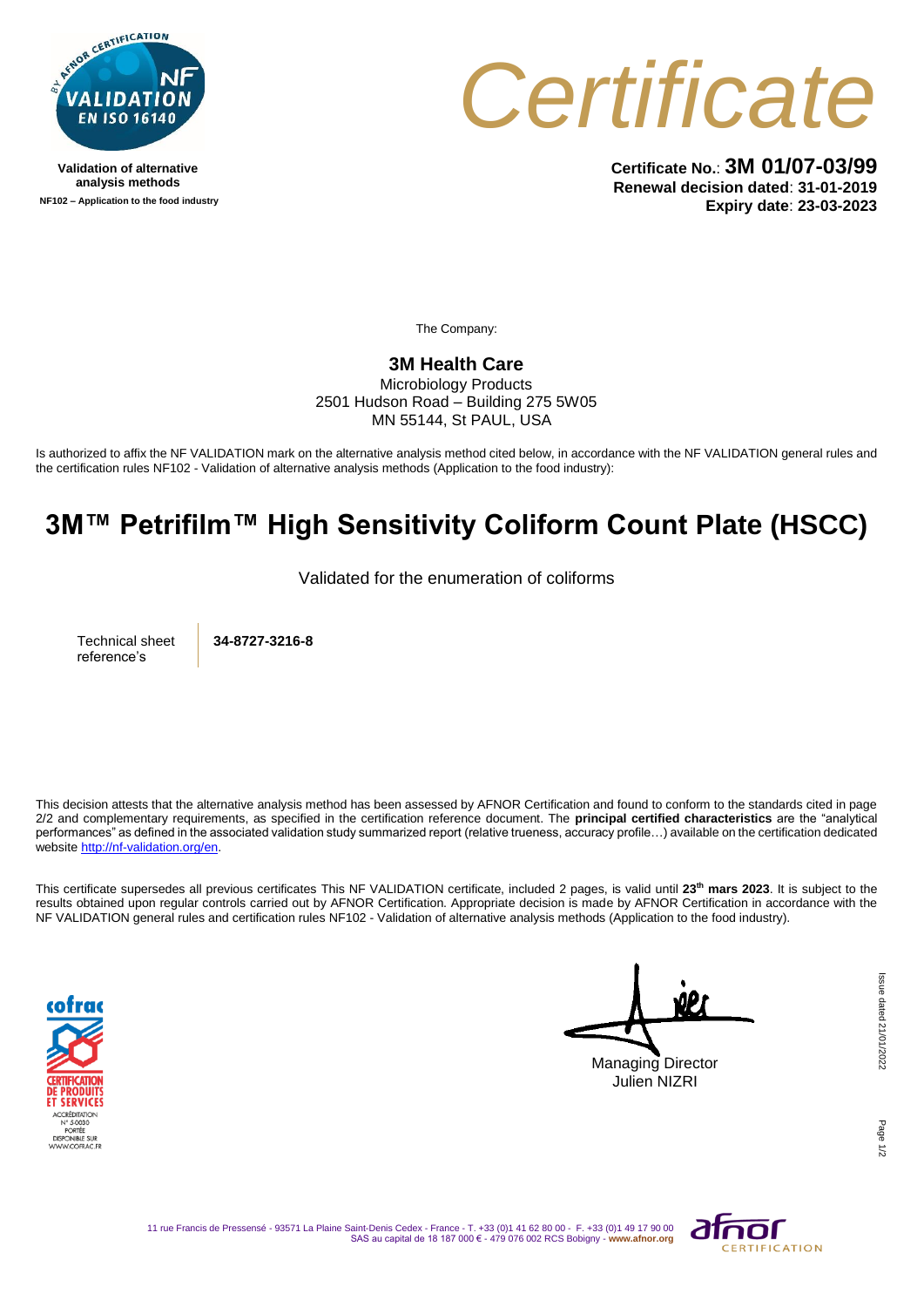Validation of alternative analysis methods

NF102 – Application to the food industry

# Certificate

**Certificate No.**: **3M 01/07-03/99**
**Renewal decision dated**: **31-01-2019**
**Expiry date**: **23-03-2023**

The Company:

**3M Health Care**
Microbiology Products
2501 Hudson Road – Building 275 5W05
MN 55144, St PAUL, USA

Is authorized to affix the NF VALIDATION mark on the alternative analysis method cited below, in accordance with the NF VALIDATION general rules and the certification rules NF102 - Validation of alternative analysis methods (Application to the food industry):

## 3M™ Petrifilm™ High Sensitivity Coliform Count Plate (HSCC)

Validated for the enumeration of coliforms

| Technical sheet reference's | **34-8727-3216-8** |
|---|---|

This decision attests that the alternative analysis method has been assessed by AFNOR Certification and found to conform to the standards cited in page 2/2 and complementary requirements, as specified in the certification reference document. The **principal certified characteristics** are the "analytical performances" as defined in the associated validation study summarized report (relative trueness, accuracy profile…) available on the certification dedicated website http://nf-validation.org/en.

This certificate supersedes all previous certificates This NF VALIDATION certificate, included 2 pages, is valid until **23th mars 2023**. It is subject to the results obtained upon regular controls carried out by AFNOR Certification. Appropriate decision is made by AFNOR Certification in accordance with the NF VALIDATION general rules and certification rules NF102 - Validation of alternative analysis methods (Application to the food industry).

cofrac CERTIFICATION DE PRODUITS ET SERVICES ACCRÉDITATION N° 5-0030 PORTÉE DISPONIBLE SUR WWW.COFRAC.FR

Managing Director
Julien NIZRI

Issue dated 21/01/2022

11 rue Francis de Pressensé - 93571 La Plaine Saint-Denis Cedex - France - T. +33 (0)1 41 62 80 00 - F. +33 (0)1 49 17 90 00
SAS au capital de 18 187 000 € - 479 076 002 RCS Bobigny - www.afnor.org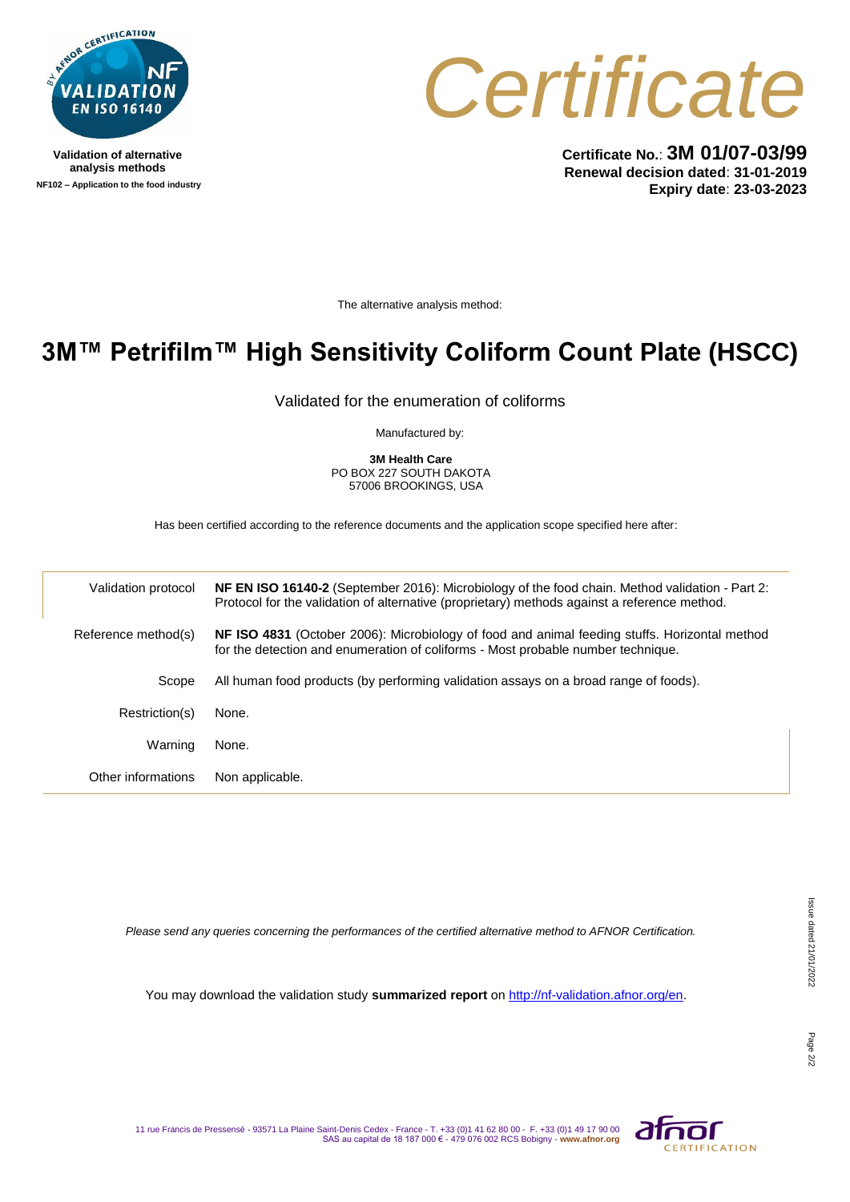Validation of alternative analysis methods

NF102 – Application to the food industry

# Certificate

**Certificate No.**: **3M 01/07-03/99**
**Renewal decision dated**: **31-01-2019**
**Expiry date**: **23-03-2023**

The alternative analysis method:

# 3M™ Petrifilm™ High Sensitivity Coliform Count Plate (HSCC)

Validated for the enumeration of coliforms

Manufactured by:

**3M Health Care**
PO BOX 227 SOUTH DAKOTA
57006 BROOKINGS, USA

Has been certified according to the reference documents and the application scope specified here after:

| | |
|---|---|
| Validation protocol | **NF EN ISO 16140-2** (September 2016): Microbiology of the food chain. Method validation - Part 2: Protocol for the validation of alternative (proprietary) methods against a reference method. |
| Reference method(s) | **NF ISO 4831** (October 2006): Microbiology of food and animal feeding stuffs. Horizontal method for the detection and enumeration of coliforms - Most probable number technique. |
| Scope | All human food products (by performing validation assays on a broad range of foods). |
| Restriction(s) | None. |
| Warning | None. |
| Other informations | Non applicable. |

*Please send any queries concerning the performances of the certified alternative method to AFNOR Certification.*

You may download the validation study **summarized report** on http://nf-validation.afnor.org/en.

Issue dated 21/01/2022

11 rue Francis de Pressensé - 93571 La Plaine Saint-Denis Cedex - France - T. +33 (0)1 41 62 80 00 - F. +33 (0)1 49 17 90 00
SAS au capital de 18 187 000 € - 479 076 002 RCS Bobigny - **www.afnor.org**